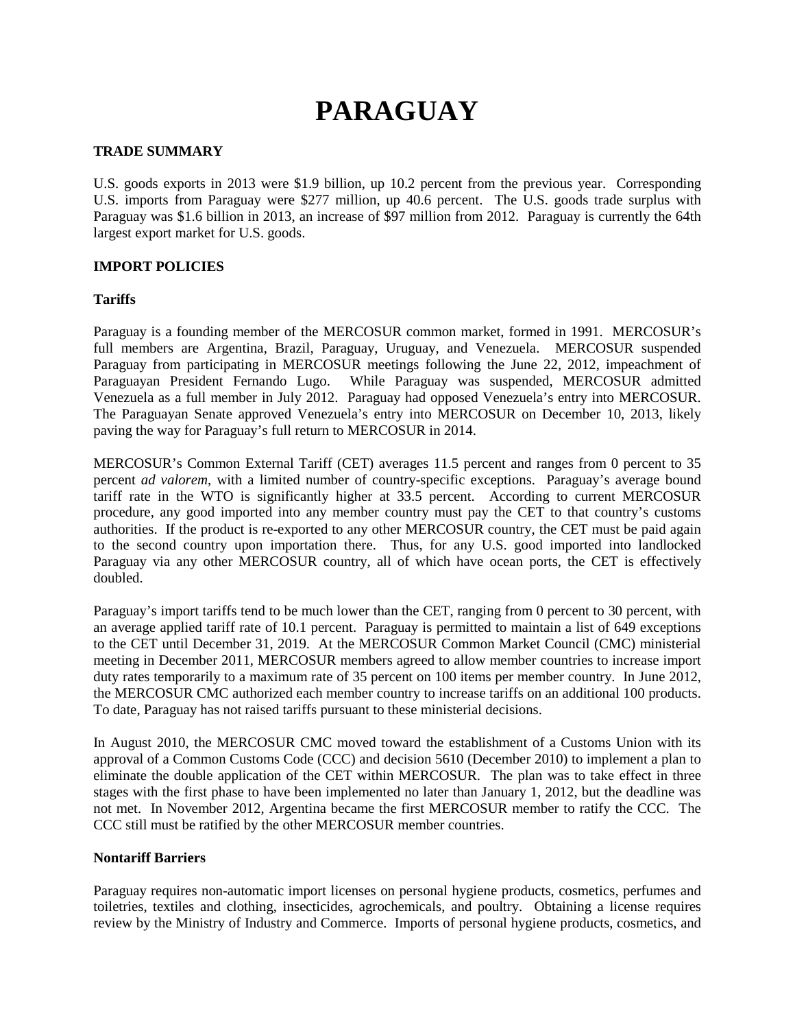# PARAGUAY

## TRADE SUMMARY

U.S. goods exports in 2013 were $1.9 billion, up 10.2 percent from the previous year. Corresponding U.S. imports from Paraguay were $277 million, up 40.6 percent. The U.S. goods trade surplus with Paraguay was $1.6 billion in 2013, an increase of $97 million from 2012. Paraguay is currently the 64th largest export market for U.S. goods.

## IMPORT POLICIES

### Tariffs

Paraguay is a founding member of the MERCOSUR common market, formed in 1991. MERCOSUR's full members are Argentina, Brazil, Paraguay, Uruguay, and Venezuela. MERCOSUR suspended Paraguay from participating in MERCOSUR meetings following the June 22, 2012, impeachment of Paraguayan President Fernando Lugo. While Paraguay was suspended, MERCOSUR admitted Venezuela as a full member in July 2012. Paraguay had opposed Venezuela's entry into MERCOSUR. The Paraguayan Senate approved Venezuela's entry into MERCOSUR on December 10, 2013, likely paving the way for Paraguay's full return to MERCOSUR in 2014.

MERCOSUR's Common External Tariff (CET) averages 11.5 percent and ranges from 0 percent to 35 percent *ad valorem*, with a limited number of country-specific exceptions. Paraguay's average bound tariff rate in the WTO is significantly higher at 33.5 percent. According to current MERCOSUR procedure, any good imported into any member country must pay the CET to that country's customs authorities. If the product is re-exported to any other MERCOSUR country, the CET must be paid again to the second country upon importation there. Thus, for any U.S. good imported into landlocked Paraguay via any other MERCOSUR country, all of which have ocean ports, the CET is effectively doubled.

Paraguay's import tariffs tend to be much lower than the CET, ranging from 0 percent to 30 percent, with an average applied tariff rate of 10.1 percent. Paraguay is permitted to maintain a list of 649 exceptions to the CET until December 31, 2019. At the MERCOSUR Common Market Council (CMC) ministerial meeting in December 2011, MERCOSUR members agreed to allow member countries to increase import duty rates temporarily to a maximum rate of 35 percent on 100 items per member country. In June 2012, the MERCOSUR CMC authorized each member country to increase tariffs on an additional 100 products. To date, Paraguay has not raised tariffs pursuant to these ministerial decisions.

In August 2010, the MERCOSUR CMC moved toward the establishment of a Customs Union with its approval of a Common Customs Code (CCC) and decision 5610 (December 2010) to implement a plan to eliminate the double application of the CET within MERCOSUR. The plan was to take effect in three stages with the first phase to have been implemented no later than January 1, 2012, but the deadline was not met. In November 2012, Argentina became the first MERCOSUR member to ratify the CCC. The CCC still must be ratified by the other MERCOSUR member countries.

### Nontariff Barriers

Paraguay requires non-automatic import licenses on personal hygiene products, cosmetics, perfumes and toiletries, textiles and clothing, insecticides, agrochemicals, and poultry. Obtaining a license requires review by the Ministry of Industry and Commerce. Imports of personal hygiene products, cosmetics, and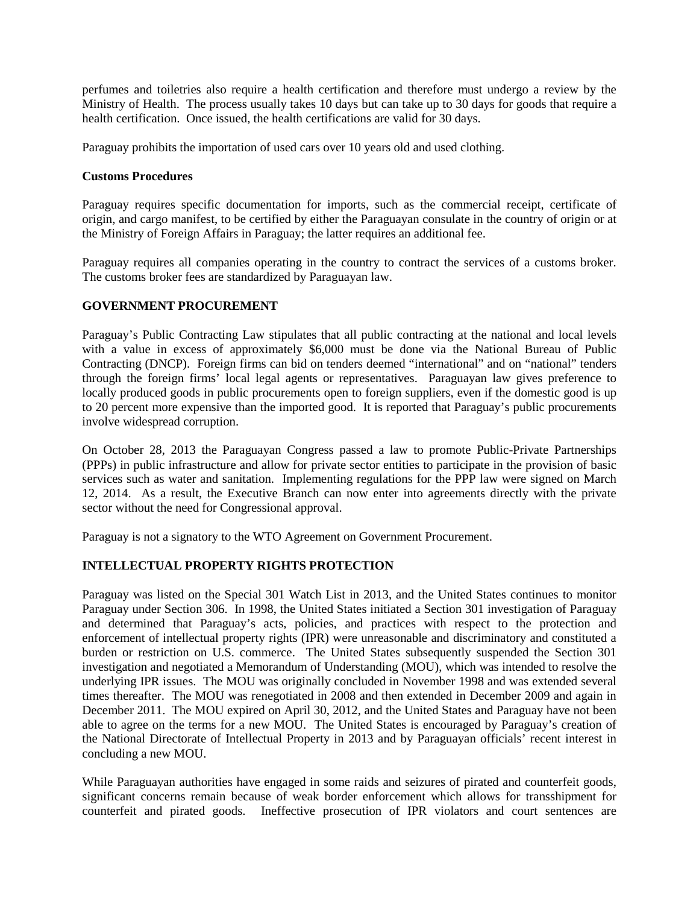perfumes and toiletries also require a health certification and therefore must undergo a review by the Ministry of Health. The process usually takes 10 days but can take up to 30 days for goods that require a health certification. Once issued, the health certifications are valid for 30 days.

Paraguay prohibits the importation of used cars over 10 years old and used clothing.

**Customs Procedures**

Paraguay requires specific documentation for imports, such as the commercial receipt, certificate of origin, and cargo manifest, to be certified by either the Paraguayan consulate in the country of origin or at the Ministry of Foreign Affairs in Paraguay; the latter requires an additional fee.

Paraguay requires all companies operating in the country to contract the services of a customs broker. The customs broker fees are standardized by Paraguayan law.

## GOVERNMENT PROCUREMENT

Paraguay's Public Contracting Law stipulates that all public contracting at the national and local levels with a value in excess of approximately $6,000 must be done via the National Bureau of Public Contracting (DNCP). Foreign firms can bid on tenders deemed "international" and on "national" tenders through the foreign firms' local legal agents or representatives. Paraguayan law gives preference to locally produced goods in public procurements open to foreign suppliers, even if the domestic good is up to 20 percent more expensive than the imported good. It is reported that Paraguay's public procurements involve widespread corruption.

On October 28, 2013 the Paraguayan Congress passed a law to promote Public-Private Partnerships (PPPs) in public infrastructure and allow for private sector entities to participate in the provision of basic services such as water and sanitation. Implementing regulations for the PPP law were signed on March 12, 2014. As a result, the Executive Branch can now enter into agreements directly with the private sector without the need for Congressional approval.

Paraguay is not a signatory to the WTO Agreement on Government Procurement.

## INTELLECTUAL PROPERTY RIGHTS PROTECTION

Paraguay was listed on the Special 301 Watch List in 2013, and the United States continues to monitor Paraguay under Section 306. In 1998, the United States initiated a Section 301 investigation of Paraguay and determined that Paraguay's acts, policies, and practices with respect to the protection and enforcement of intellectual property rights (IPR) were unreasonable and discriminatory and constituted a burden or restriction on U.S. commerce. The United States subsequently suspended the Section 301 investigation and negotiated a Memorandum of Understanding (MOU), which was intended to resolve the underlying IPR issues. The MOU was originally concluded in November 1998 and was extended several times thereafter. The MOU was renegotiated in 2008 and then extended in December 2009 and again in December 2011. The MOU expired on April 30, 2012, and the United States and Paraguay have not been able to agree on the terms for a new MOU. The United States is encouraged by Paraguay's creation of the National Directorate of Intellectual Property in 2013 and by Paraguayan officials' recent interest in concluding a new MOU.

While Paraguayan authorities have engaged in some raids and seizures of pirated and counterfeit goods, significant concerns remain because of weak border enforcement which allows for transshipment for counterfeit and pirated goods. Ineffective prosecution of IPR violators and court sentences are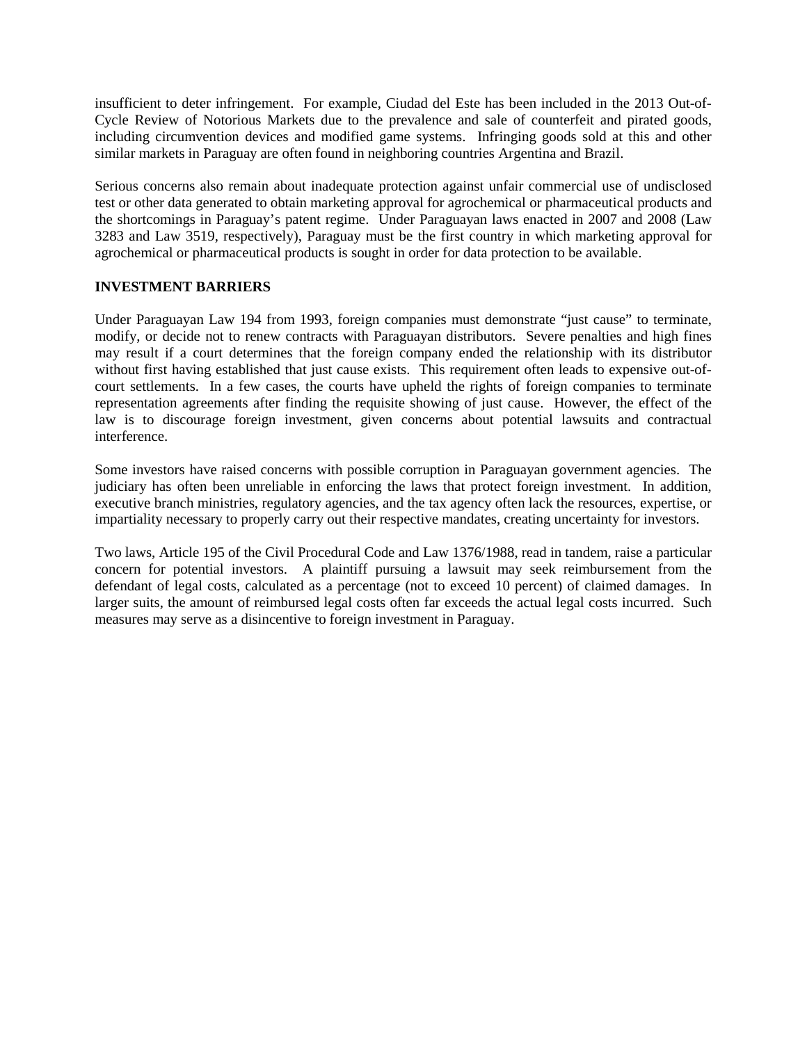insufficient to deter infringement. For example, Ciudad del Este has been included in the 2013 Out-of-Cycle Review of Notorious Markets due to the prevalence and sale of counterfeit and pirated goods, including circumvention devices and modified game systems. Infringing goods sold at this and other similar markets in Paraguay are often found in neighboring countries Argentina and Brazil.

Serious concerns also remain about inadequate protection against unfair commercial use of undisclosed test or other data generated to obtain marketing approval for agrochemical or pharmaceutical products and the shortcomings in Paraguay's patent regime. Under Paraguayan laws enacted in 2007 and 2008 (Law 3283 and Law 3519, respectively), Paraguay must be the first country in which marketing approval for agrochemical or pharmaceutical products is sought in order for data protection to be available.

**INVESTMENT BARRIERS**

Under Paraguayan Law 194 from 1993, foreign companies must demonstrate "just cause" to terminate, modify, or decide not to renew contracts with Paraguayan distributors. Severe penalties and high fines may result if a court determines that the foreign company ended the relationship with its distributor without first having established that just cause exists. This requirement often leads to expensive out-of-court settlements. In a few cases, the courts have upheld the rights of foreign companies to terminate representation agreements after finding the requisite showing of just cause. However, the effect of the law is to discourage foreign investment, given concerns about potential lawsuits and contractual interference.

Some investors have raised concerns with possible corruption in Paraguayan government agencies. The judiciary has often been unreliable in enforcing the laws that protect foreign investment. In addition, executive branch ministries, regulatory agencies, and the tax agency often lack the resources, expertise, or impartiality necessary to properly carry out their respective mandates, creating uncertainty for investors.

Two laws, Article 195 of the Civil Procedural Code and Law 1376/1988, read in tandem, raise a particular concern for potential investors. A plaintiff pursuing a lawsuit may seek reimbursement from the defendant of legal costs, calculated as a percentage (not to exceed 10 percent) of claimed damages. In larger suits, the amount of reimbursed legal costs often far exceeds the actual legal costs incurred. Such measures may serve as a disincentive to foreign investment in Paraguay.